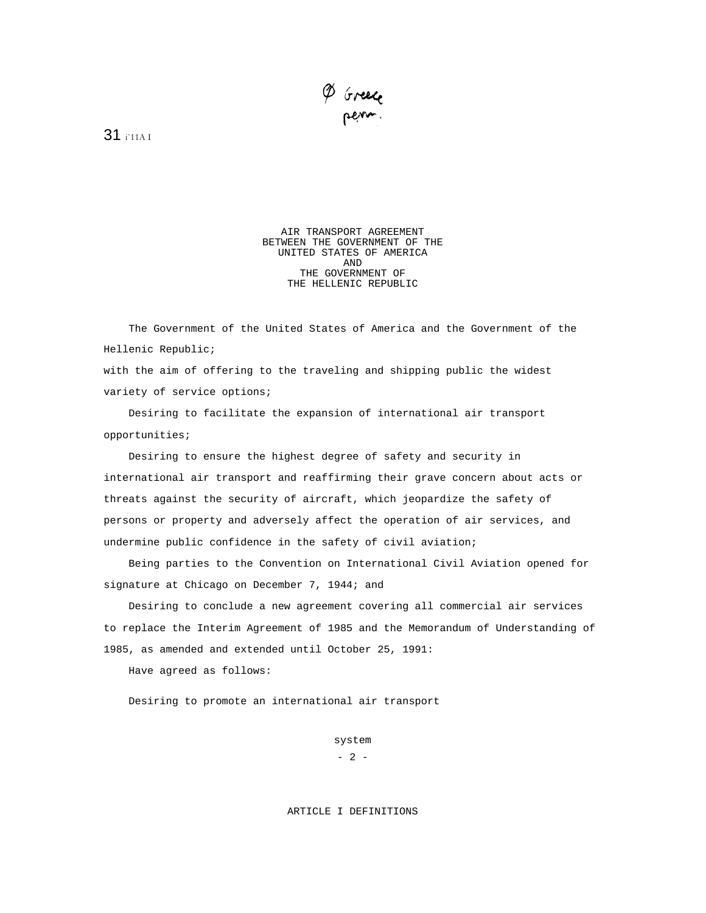Ø Greece perm.

31 i'11A I

# AIR TRANSPORT AGREEMENT BETWEEN THE GOVERNMENT OF THE UNITED STATES OF AMERICA AND THE GOVERNMENT OF THE HELLENIC REPUBLIC

The Government of the United States of America and the Government of the Hellenic Republic;

with the aim of offering to the traveling and shipping public the widest variety of service options;

Desiring to facilitate the expansion of international air transport opportunities;

Desiring to ensure the highest degree of safety and security in international air transport and reaffirming their grave concern about acts or threats against the security of aircraft, which jeopardize the safety of persons or property and adversely affect the operation of air services, and undermine public confidence in the safety of civil aviation;

Being parties to the Convention on International Civil Aviation opened for signature at Chicago on December 7, 1944; and

Desiring to conclude a new agreement covering all commercial air services to replace the Interim Agreement of 1985 and the Memorandum of Understanding of 1985, as amended and extended until October 25, 1991:

Have agreed as follows:

Desiring to promote an international air transport

system

## ARTICLE I DEFINITIONS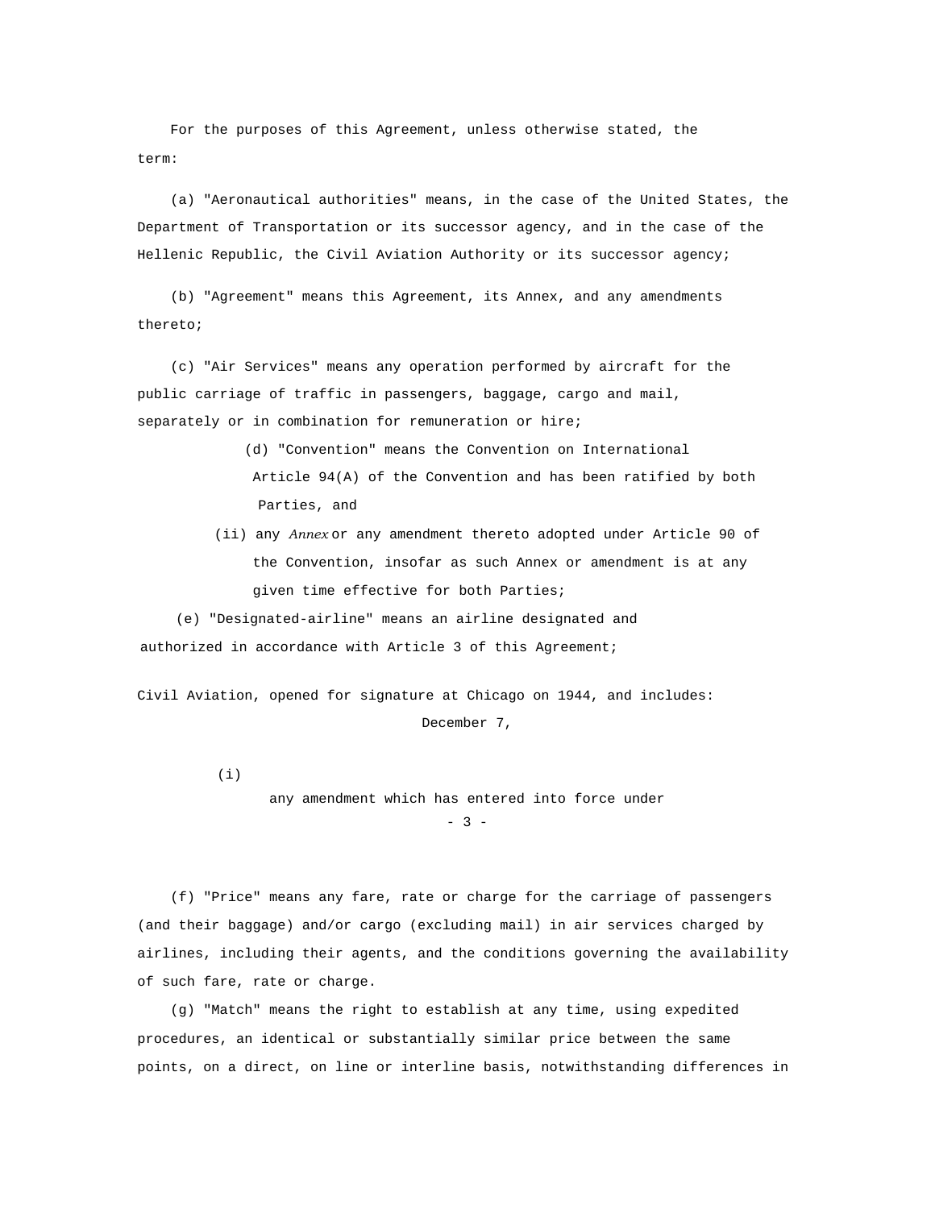For the purposes of this Agreement, unless otherwise stated, the term:

(a) "Aeronautical authorities" means, in the case of the United States, the Department of Transportation or its successor agency, and in the case of the Hellenic Republic, the Civil Aviation Authority or its successor agency;

(b) "Agreement" means this Agreement, its Annex, and any amendments thereto;

(c) "Air Services" means any operation performed by aircraft for the public carriage of traffic in passengers, baggage, cargo and mail, separately or in combination for remuneration or hire;

(d) "Convention" means the Convention on International Civil Aviation, opened for signature at Chicago on December 7, 1944, and includes:

(i) any amendment which has entered into force under Article 94(A) of the Convention and has been ratified by both Parties, and

(ii) any *Annex* or any amendment thereto adopted under Article 90 of the Convention, insofar as such Annex or amendment is at any given time effective for both Parties;

(e) "Designated-airline" means an airline designated and authorized in accordance with Article 3 of this Agreement;

(f) "Price" means any fare, rate or charge for the carriage of passengers (and their baggage) and/or cargo (excluding mail) in air services charged by airlines, including their agents, and the conditions governing the availability of such fare, rate or charge.

(g) "Match" means the right to establish at any time, using expedited procedures, an identical or substantially similar price between the same points, on a direct, on line or interline basis, notwithstanding differences in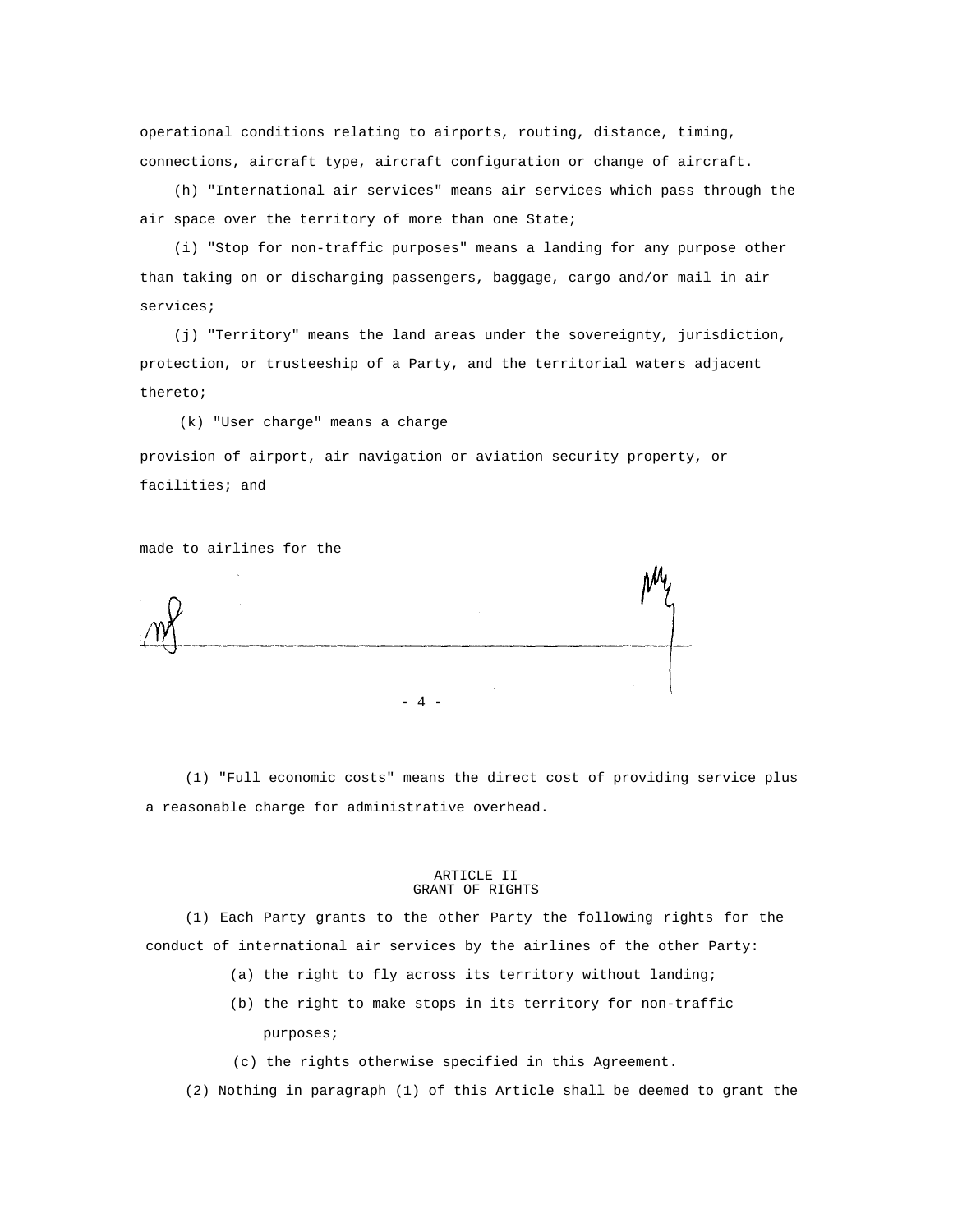operational conditions relating to airports, routing, distance, timing, connections, aircraft type, aircraft configuration or change of aircraft.

(h) "International air services" means air services which pass through the air space over the territory of more than one State;

(i) "Stop for non-traffic purposes" means a landing for any purpose other than taking on or discharging passengers, baggage, cargo and/or mail in air services;

(j) "Territory" means the land areas under the sovereignty, jurisdiction, protection, or trusteeship of a Party, and the territorial waters adjacent thereto;

(k) "User charge" means a charge made to airlines for the provision of airport, air navigation or aviation security property, or facilities; and

(l) "Full economic costs" means the direct cost of providing service plus a reasonable charge for administrative overhead.

## ARTICLE II
## GRANT OF RIGHTS

(1) Each Party grants to the other Party the following rights for the conduct of international air services by the airlines of the other Party:

(a) the right to fly across its territory without landing;

(b) the right to make stops in its territory for non-traffic purposes;

(c) the rights otherwise specified in this Agreement.

(2) Nothing in paragraph (1) of this Article shall be deemed to grant the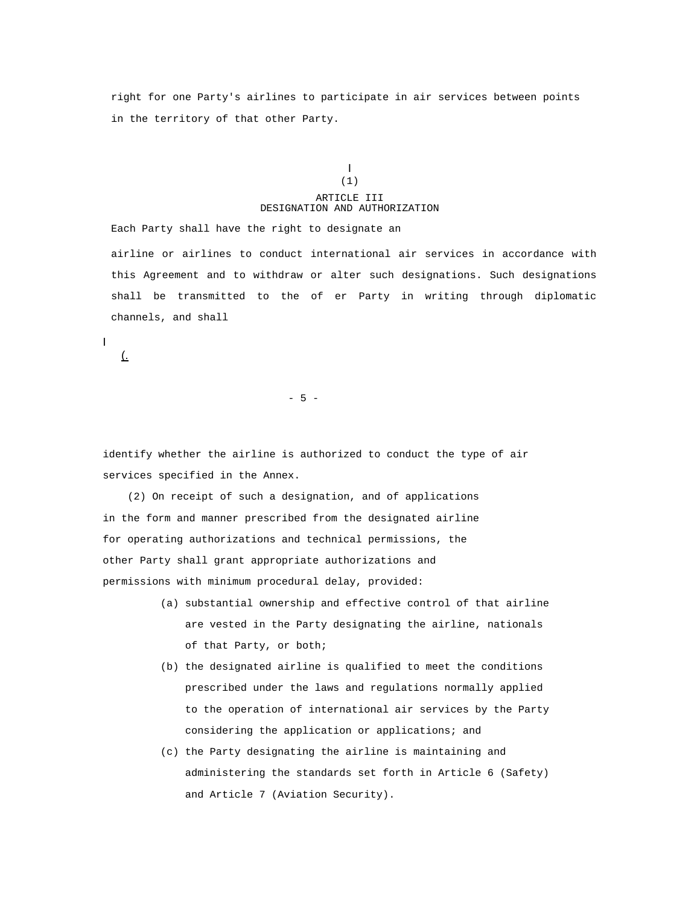right for one Party's airlines to participate in air services between points in the territory of that other Party.

## ARTICLE III
## DESIGNATION AND AUTHORIZATION

(1) Each Party shall have the right to designate an airline or airlines to conduct international air services in accordance with this Agreement and to withdraw or alter such designations. Such designations shall be transmitted to the of er Party in writing through diplomatic channels, and shall identify whether the airline is authorized to conduct the type of air services specified in the Annex.

(2) On receipt of such a designation, and of applications in the form and manner prescribed from the designated airline for operating authorizations and technical permissions, the other Party shall grant appropriate authorizations and permissions with minimum procedural delay, provided:

(a) substantial ownership and effective control of that airline are vested in the Party designating the airline, nationals of that Party, or both;

(b) the designated airline is qualified to meet the conditions prescribed under the laws and regulations normally applied to the operation of international air services by the Party considering the application or applications; and

(c) the Party designating the airline is maintaining and administering the standards set forth in Article 6 (Safety) and Article 7 (Aviation Security).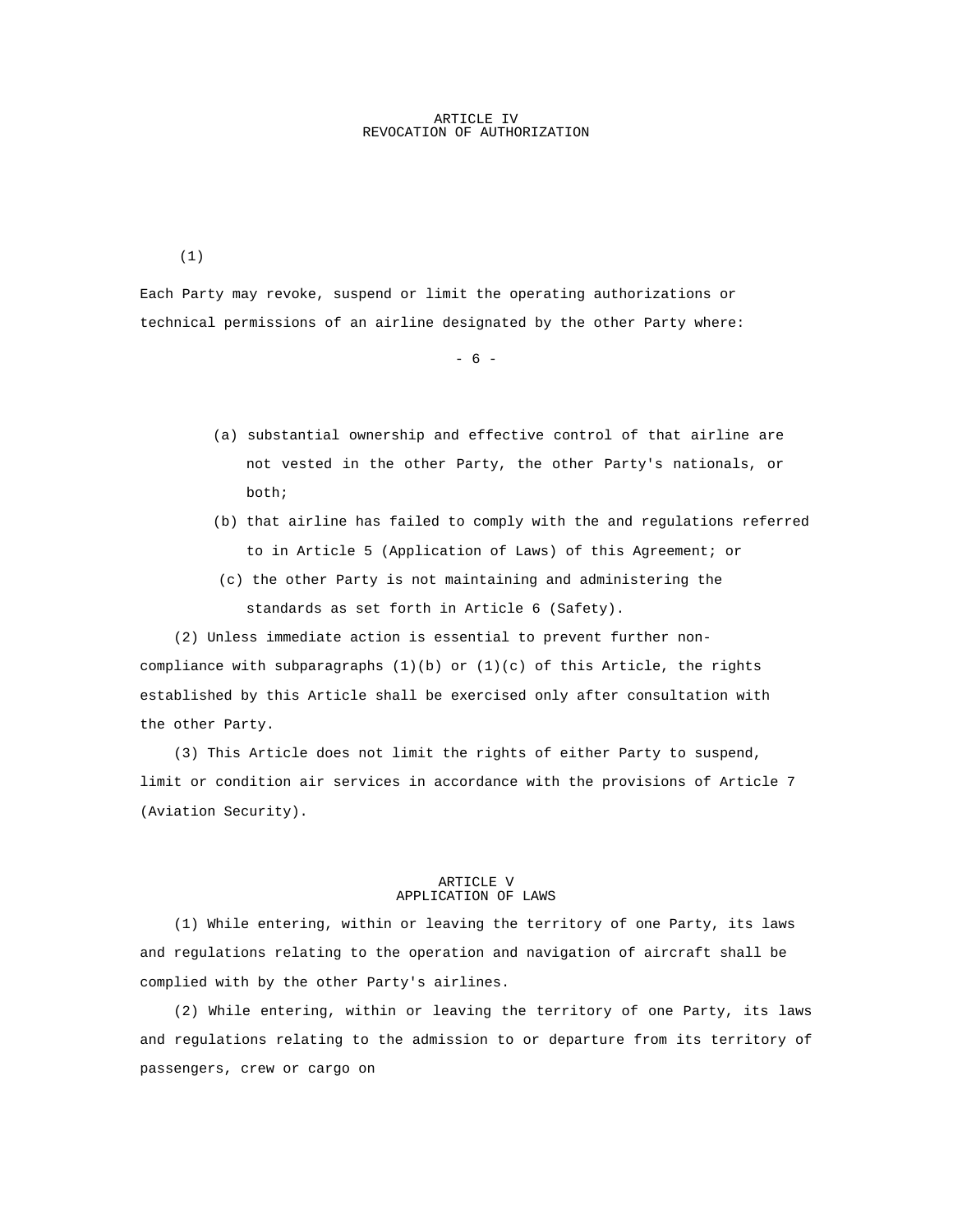## ARTICLE IV
## REVOCATION OF AUTHORIZATION

(1)

Each Party may revoke, suspend or limit the operating authorizations or technical permissions of an airline designated by the other Party where:

(a) substantial ownership and effective control of that airline are not vested in the other Party, the other Party's nationals, or both;

(b) that airline has failed to comply with the and regulations referred to in Article 5 (Application of Laws) of this Agreement; or

(c) the other Party is not maintaining and administering the standards as set forth in Article 6 (Safety).

(2) Unless immediate action is essential to prevent further non-compliance with subparagraphs (1)(b) or (1)(c) of this Article, the rights established by this Article shall be exercised only after consultation with the other Party.

(3) This Article does not limit the rights of either Party to suspend, limit or condition air services in accordance with the provisions of Article 7 (Aviation Security).

## ARTICLE V
## APPLICATION OF LAWS

(1) While entering, within or leaving the territory of one Party, its laws and regulations relating to the operation and navigation of aircraft shall be complied with by the other Party's airlines.

(2) While entering, within or leaving the territory of one Party, its laws and regulations relating to the admission to or departure from its territory of passengers, crew or cargo on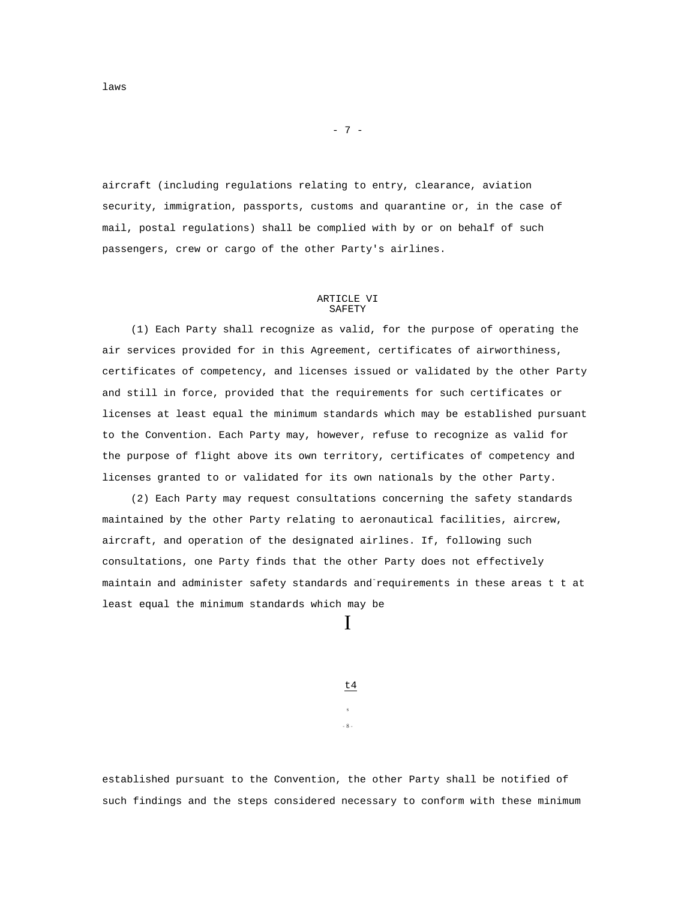laws

aircraft (including regulations relating to entry, clearance, aviation security, immigration, passports, customs and quarantine or, in the case of mail, postal regulations) shall be complied with by or on behalf of such passengers, crew or cargo of the other Party's airlines.

## ARTICLE VI
## SAFETY

(1) Each Party shall recognize as valid, for the purpose of operating the air services provided for in this Agreement, certificates of airworthiness, certificates of competency, and licenses issued or validated by the other Party and still in force, provided that the requirements for such certificates or licenses at least equal the minimum standards which may be established pursuant to the Convention. Each Party may, however, refuse to recognize as valid for the purpose of flight above its own territory, certificates of competency and licenses granted to or validated for its own nationals by the other Party.

(2) Each Party may request consultations concerning the safety standards maintained by the other Party relating to aeronautical facilities, aircrew, aircraft, and operation of the designated airlines. If, following such consultations, one Party finds that the other Party does not effectively maintain and administer safety standards and requirements in these areas t t at least equal the minimum standards which may be

established pursuant to the Convention, the other Party shall be notified of such findings and the steps considered necessary to conform with these minimum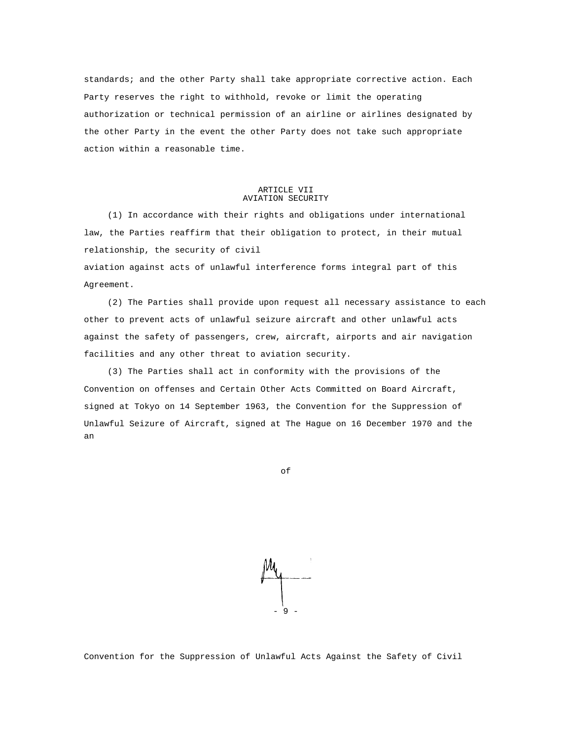standards; and the other Party shall take appropriate corrective action. Each Party reserves the right to withhold, revoke or limit the operating authorization or technical permission of an airline or airlines designated by the other Party in the event the other Party does not take such appropriate action within a reasonable time.

## ARTICLE VII
## AVIATION SECURITY

(1) In accordance with their rights and obligations under international law, the Parties reaffirm that their obligation to protect, in their mutual relationship, the security of civil aviation against acts of unlawful interference forms integral part of this Agreement.

(2) The Parties shall provide upon request all necessary assistance to each other to prevent acts of unlawful seizure aircraft and other unlawful acts against the safety of passengers, crew, aircraft, airports and air navigation facilities and any other threat to aviation security.

(3) The Parties shall act in conformity with the provisions of the Convention on offenses and Certain Other Acts Committed on Board Aircraft, signed at Tokyo on 14 September 1963, the Convention for the Suppression of Unlawful Seizure of Aircraft, signed at The Hague on 16 December 1970 and the an

of

Convention for the Suppression of Unlawful Acts Against the Safety of Civil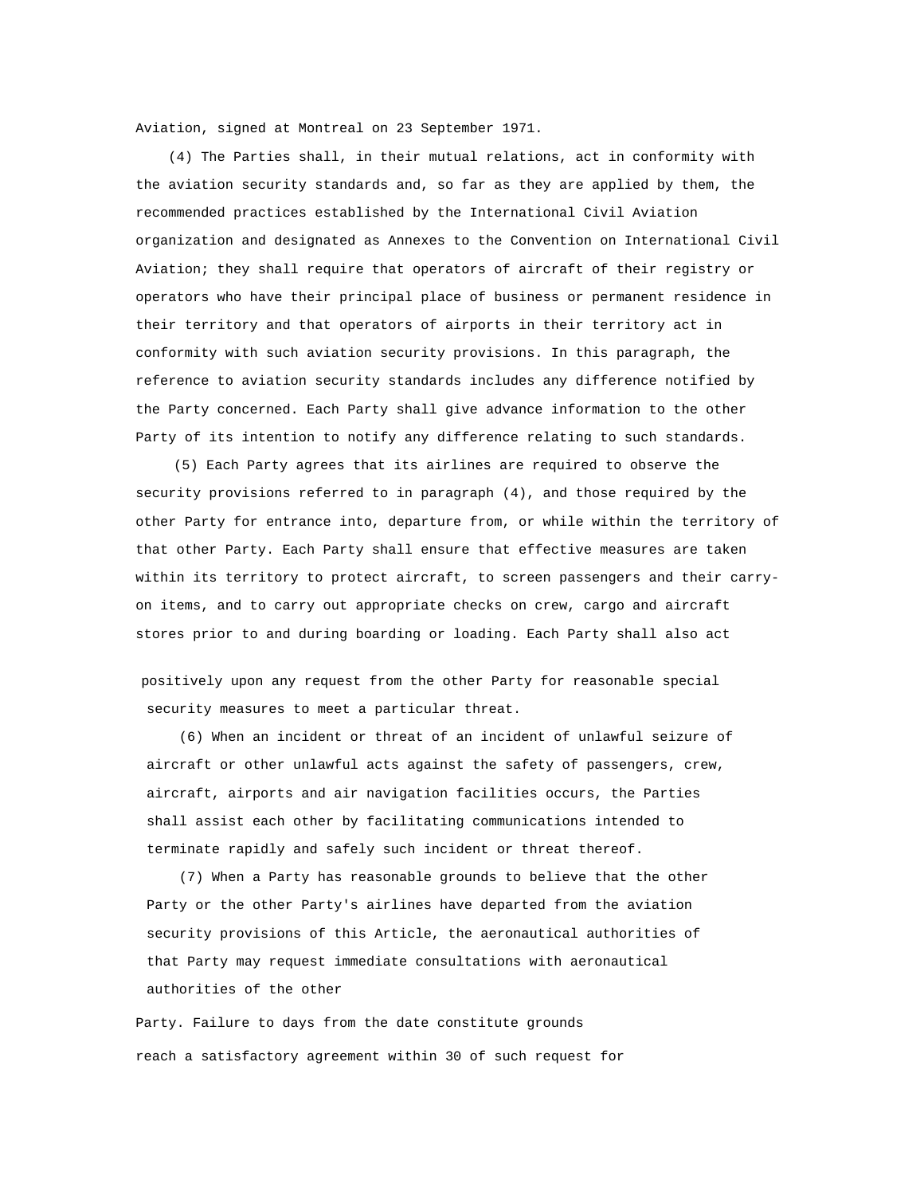Aviation, signed at Montreal on 23 September 1971.

(4) The Parties shall, in their mutual relations, act in conformity with the aviation security standards and, so far as they are applied by them, the recommended practices established by the International Civil Aviation organization and designated as Annexes to the Convention on International Civil Aviation; they shall require that operators of aircraft of their registry or operators who have their principal place of business or permanent residence in their territory and that operators of airports in their territory act in conformity with such aviation security provisions. In this paragraph, the reference to aviation security standards includes any difference notified by the Party concerned. Each Party shall give advance information to the other Party of its intention to notify any difference relating to such standards.

(5) Each Party agrees that its airlines are required to observe the security provisions referred to in paragraph (4), and those required by the other Party for entrance into, departure from, or while within the territory of that other Party. Each Party shall ensure that effective measures are taken within its territory to protect aircraft, to screen passengers and their carry-on items, and to carry out appropriate checks on crew, cargo and aircraft stores prior to and during boarding or loading. Each Party shall also act positively upon any request from the other Party for reasonable special security measures to meet a particular threat.

(6) When an incident or threat of an incident of unlawful seizure of aircraft or other unlawful acts against the safety of passengers, crew, aircraft, airports and air navigation facilities occurs, the Parties shall assist each other by facilitating communications intended to terminate rapidly and safely such incident or threat thereof.

(7) When a Party has reasonable grounds to believe that the other Party or the other Party's airlines have departed from the aviation security provisions of this Article, the aeronautical authorities of that Party may request immediate consultations with aeronautical authorities of the other

Party. Failure to days from the date constitute grounds

reach a satisfactory agreement within 30 of such request for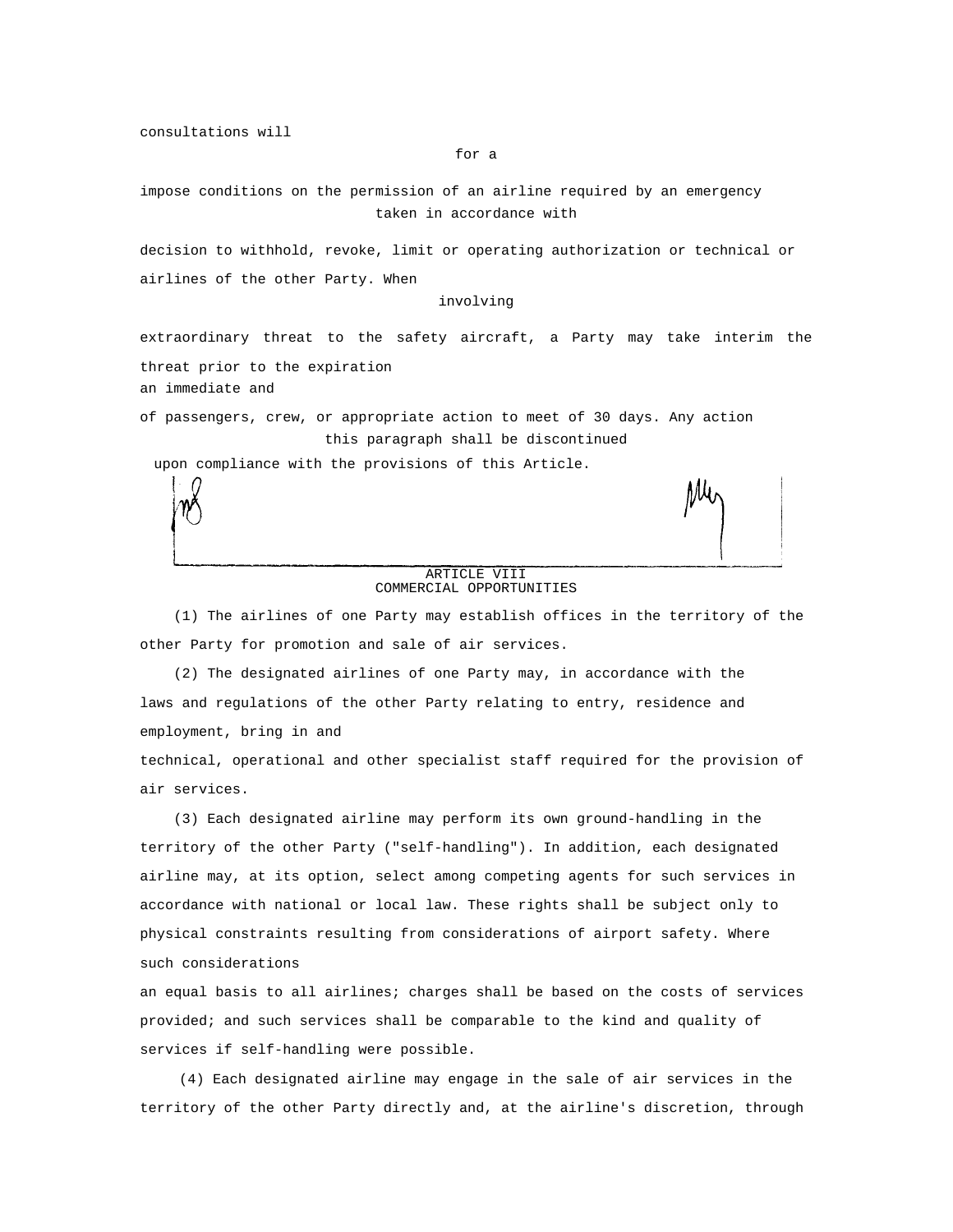consultations will

for a

impose conditions on the permission of an airline required by an emergency

taken in accordance with

decision to withhold, revoke, limit or operating authorization or technical or

airlines of the other Party. When

involving

extraordinary threat to the safety aircraft, a Party may take interim the

threat prior to the expiration

an immediate and

of passengers, crew, or appropriate action to meet of 30 days. Any action

this paragraph shall be discontinued

upon compliance with the provisions of this Article.

## ARTICLE VIII
## COMMERCIAL OPPORTUNITIES

(1) The airlines of one Party may establish offices in the territory of the other Party for promotion and sale of air services.

(2) The designated airlines of one Party may, in accordance with the laws and regulations of the other Party relating to entry, residence and employment, bring in and

technical, operational and other specialist staff required for the provision of air services.

(3) Each designated airline may perform its own ground-handling in the territory of the other Party ("self-handling"). In addition, each designated airline may, at its option, select among competing agents for such services in accordance with national or local law. These rights shall be subject only to physical constraints resulting from considerations of airport safety. Where such considerations

an equal basis to all airlines; charges shall be based on the costs of services provided; and such services shall be comparable to the kind and quality of services if self-handling were possible.

(4) Each designated airline may engage in the sale of air services in the territory of the other Party directly and, at the airline's discretion, through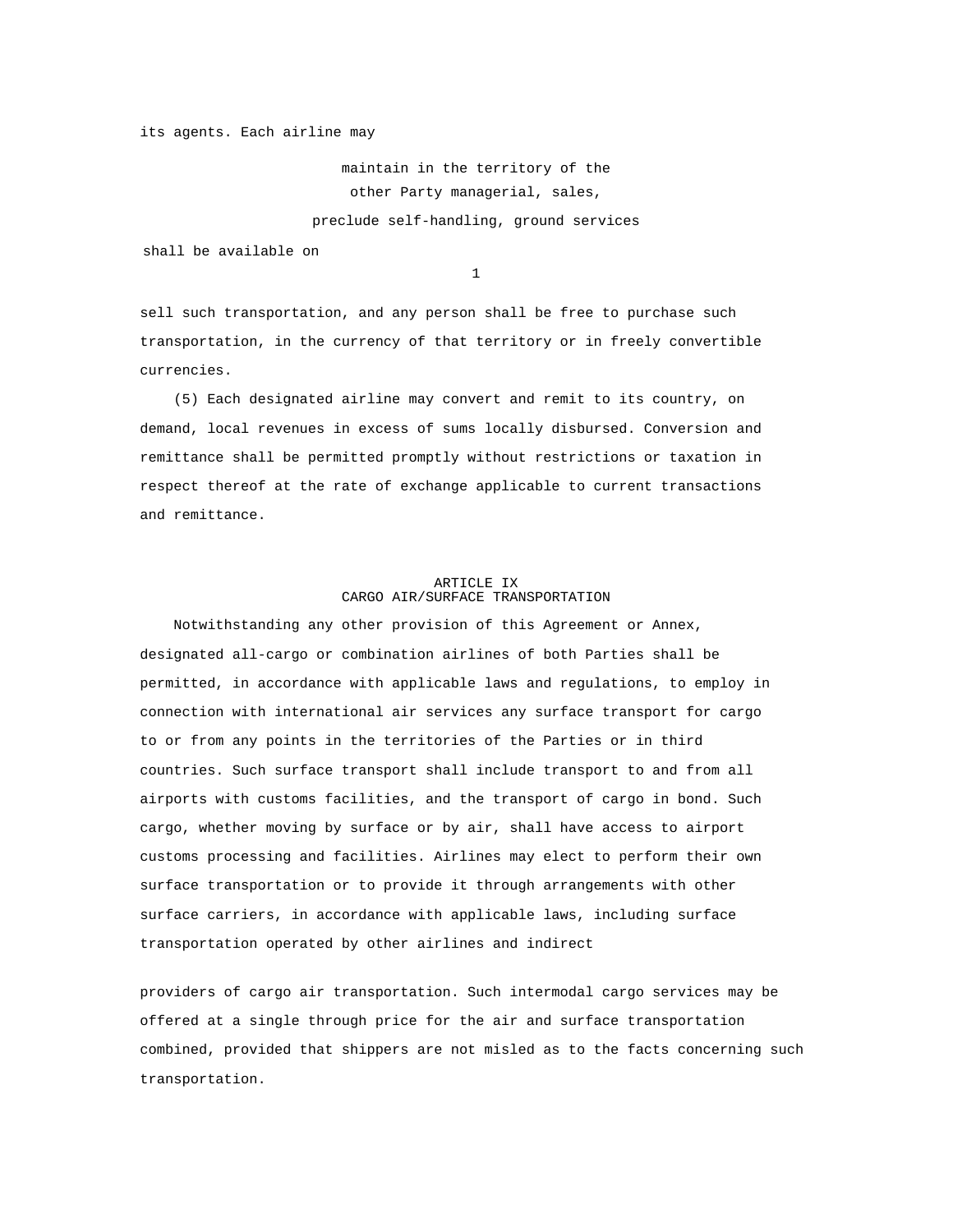its agents. Each airline may

maintain in the territory of the other Party managerial, sales,

preclude self-handling, ground services

shall be available on

sell such transportation, and any person shall be free to purchase such transportation, in the currency of that territory or in freely convertible currencies.

(5) Each designated airline may convert and remit to its country, on demand, local revenues in excess of sums locally disbursed. Conversion and remittance shall be permitted promptly without restrictions or taxation in respect thereof at the rate of exchange applicable to current transactions and remittance.

## ARTICLE IX
## CARGO AIR/SURFACE TRANSPORTATION

Notwithstanding any other provision of this Agreement or Annex, designated all-cargo or combination airlines of both Parties shall be permitted, in accordance with applicable laws and regulations, to employ in connection with international air services any surface transport for cargo to or from any points in the territories of the Parties or in third countries. Such surface transport shall include transport to and from all airports with customs facilities, and the transport of cargo in bond. Such cargo, whether moving by surface or by air, shall have access to airport customs processing and facilities. Airlines may elect to perform their own surface transportation or to provide it through arrangements with other surface carriers, in accordance with applicable laws, including surface transportation operated by other airlines and indirect

providers of cargo air transportation. Such intermodal cargo services may be offered at a single through price for the air and surface transportation combined, provided that shippers are not misled as to the facts concerning such transportation.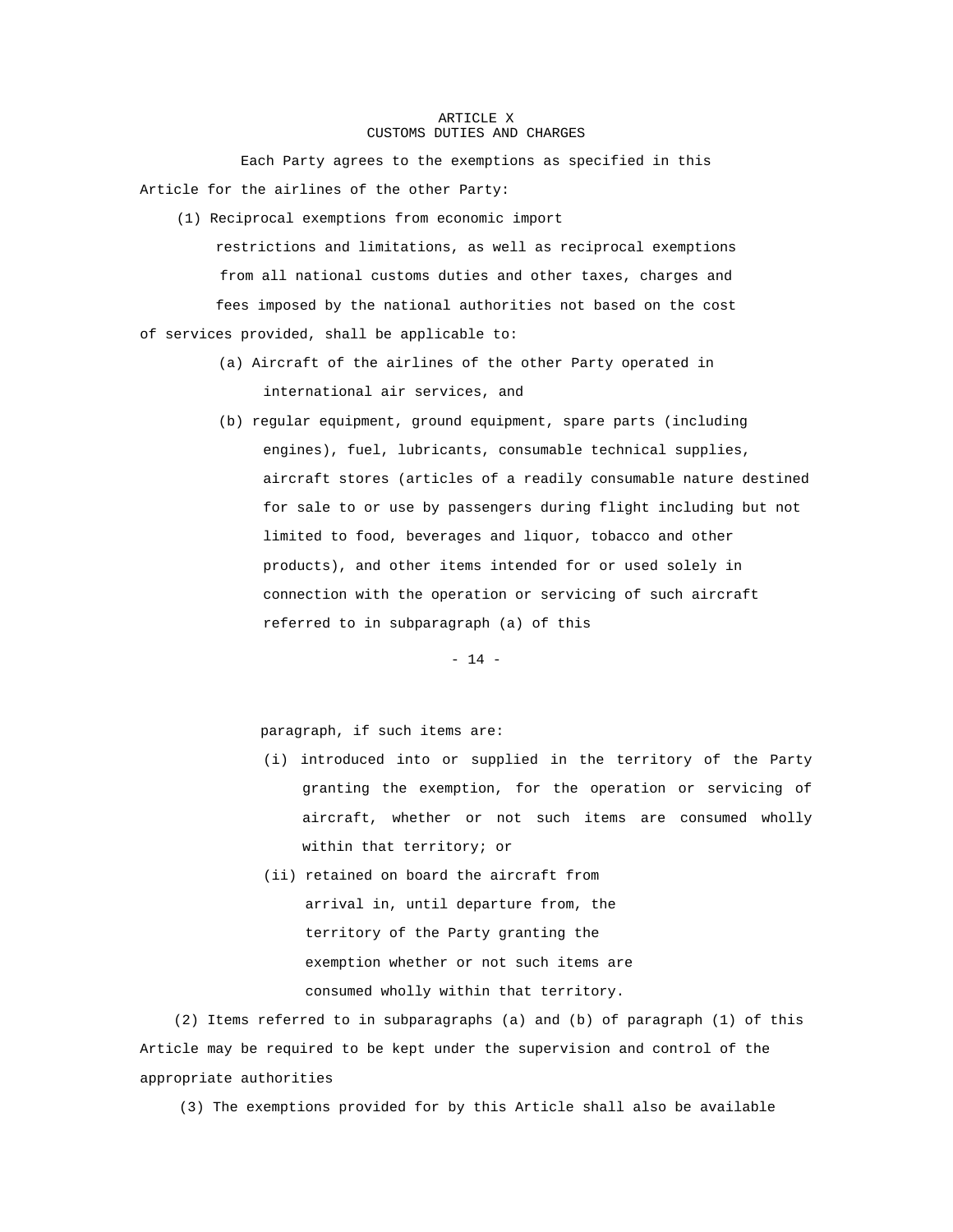# ARTICLE X
## CUSTOMS DUTIES AND CHARGES

Each Party agrees to the exemptions as specified in this Article for the airlines of the other Party:

(1) Reciprocal exemptions from economic import restrictions and limitations, as well as reciprocal exemptions from all national customs duties and other taxes, charges and fees imposed by the national authorities not based on the cost of services provided, shall be applicable to:

(a) Aircraft of the airlines of the other Party operated in international air services, and

(b) regular equipment, ground equipment, spare parts (including engines), fuel, lubricants, consumable technical supplies, aircraft stores (articles of a readily consumable nature destined for sale to or use by passengers during flight including but not limited to food, beverages and liquor, tobacco and other products), and other items intended for or used solely in connection with the operation or servicing of such aircraft referred to in subparagraph (a) of this paragraph, if such items are:

(i) introduced into or supplied in the territory of the Party granting the exemption, for the operation or servicing of aircraft, whether or not such items are consumed wholly within that territory; or

(ii) retained on board the aircraft from arrival in, until departure from, the territory of the Party granting the exemption whether or not such items are consumed wholly within that territory.

(2) Items referred to in subparagraphs (a) and (b) of paragraph (1) of this Article may be required to be kept under the supervision and control of the appropriate authorities

(3) The exemptions provided for by this Article shall also be available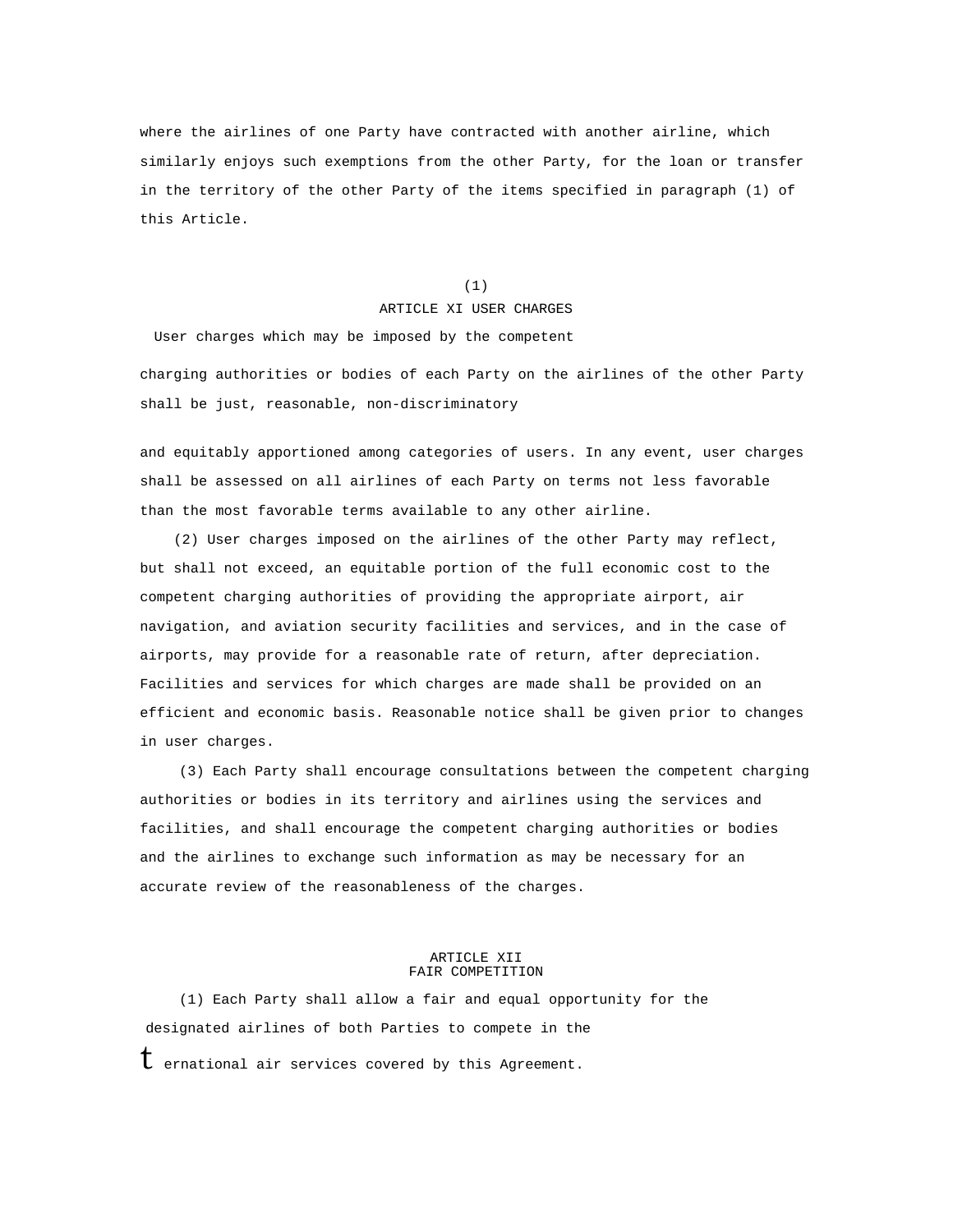where the airlines of one Party have contracted with another airline, which similarly enjoys such exemptions from the other Party, for the loan or transfer in the territory of the other Party of the items specified in paragraph (1) of this Article.

## ARTICLE XI USER CHARGES

(1) User charges which may be imposed by the competent charging authorities or bodies of each Party on the airlines of the other Party shall be just, reasonable, non-discriminatory and equitably apportioned among categories of users. In any event, user charges shall be assessed on all airlines of each Party on terms not less favorable than the most favorable terms available to any other airline.

(2) User charges imposed on the airlines of the other Party may reflect, but shall not exceed, an equitable portion of the full economic cost to the competent charging authorities of providing the appropriate airport, air navigation, and aviation security facilities and services, and in the case of airports, may provide for a reasonable rate of return, after depreciation. Facilities and services for which charges are made shall be provided on an efficient and economic basis. Reasonable notice shall be given prior to changes in user charges.

(3) Each Party shall encourage consultations between the competent charging authorities or bodies in its territory and airlines using the services and facilities, and shall encourage the competent charging authorities or bodies and the airlines to exchange such information as may be necessary for an accurate review of the reasonableness of the charges.

## ARTICLE XII FAIR COMPETITION

(1) Each Party shall allow a fair and equal opportunity for the designated airlines of both Parties to compete in the international air services covered by this Agreement.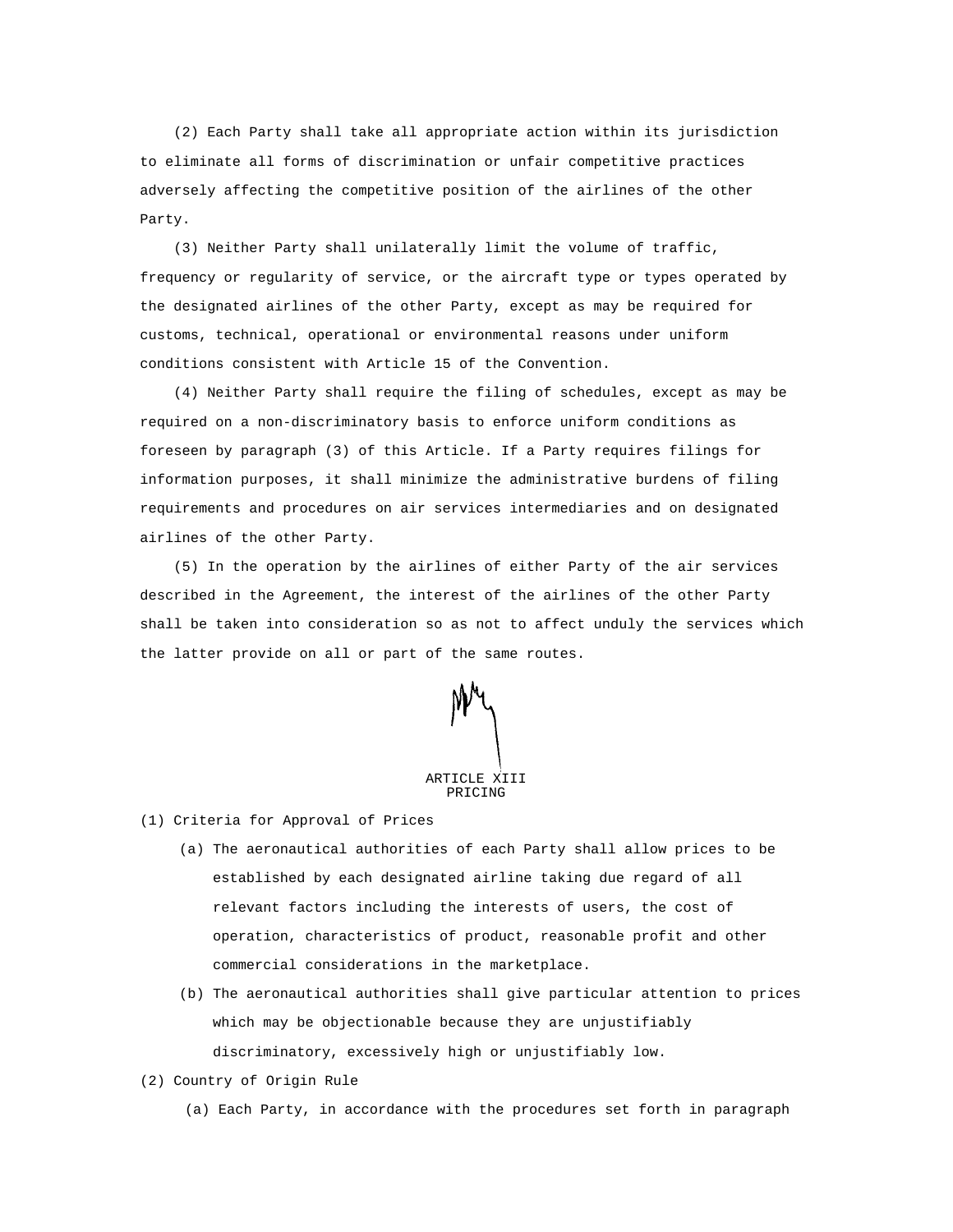(2) Each Party shall take all appropriate action within its jurisdiction to eliminate all forms of discrimination or unfair competitive practices adversely affecting the competitive position of the airlines of the other Party.

(3) Neither Party shall unilaterally limit the volume of traffic, frequency or regularity of service, or the aircraft type or types operated by the designated airlines of the other Party, except as may be required for customs, technical, operational or environmental reasons under uniform conditions consistent with Article 15 of the Convention.

(4) Neither Party shall require the filing of schedules, except as may be required on a non-discriminatory basis to enforce uniform conditions as foreseen by paragraph (3) of this Article. If a Party requires filings for information purposes, it shall minimize the administrative burdens of filing requirements and procedures on air services intermediaries and on designated airlines of the other Party.

(5) In the operation by the airlines of either Party of the air services described in the Agreement, the interest of the airlines of the other Party shall be taken into consideration so as not to affect unduly the services which the latter provide on all or part of the same routes.

## ARTICLE XIII
## PRICING

(1) Criteria for Approval of Prices

(a) The aeronautical authorities of each Party shall allow prices to be established by each designated airline taking due regard of all relevant factors including the interests of users, the cost of operation, characteristics of product, reasonable profit and other commercial considerations in the marketplace.

(b) The aeronautical authorities shall give particular attention to prices which may be objectionable because they are unjustifiably discriminatory, excessively high or unjustifiably low.

(2) Country of Origin Rule

(a) Each Party, in accordance with the procedures set forth in paragraph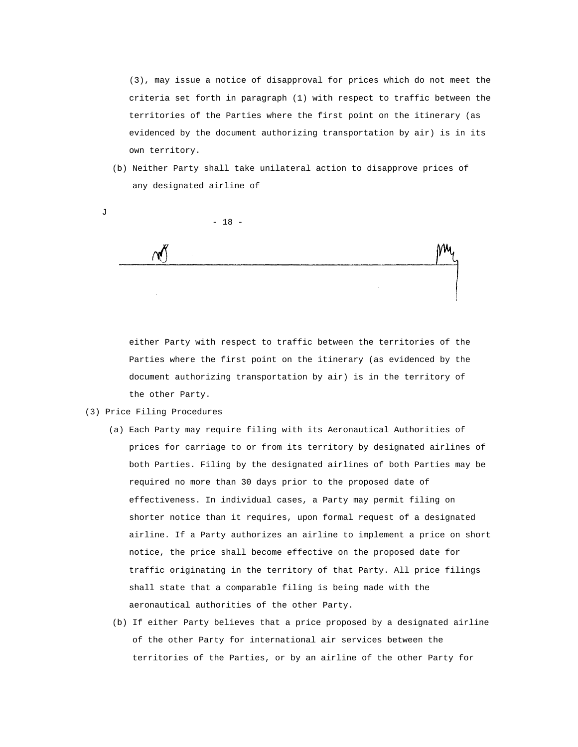(3), may issue a notice of disapproval for prices which do not meet the criteria set forth in paragraph (1) with respect to traffic between the territories of the Parties where the first point on the itinerary (as evidenced by the document authorizing transportation by air) is in its own territory.

(b) Neither Party shall take unilateral action to disapprove prices of any designated airline of either Party with respect to traffic between the territories of the Parties where the first point on the itinerary (as evidenced by the document authorizing transportation by air) is in the territory of the other Party.

(3) Price Filing Procedures

(a) Each Party may require filing with its Aeronautical Authorities of prices for carriage to or from its territory by designated airlines of both Parties. Filing by the designated airlines of both Parties may be required no more than 30 days prior to the proposed date of effectiveness. In individual cases, a Party may permit filing on shorter notice than it requires, upon formal request of a designated airline. If a Party authorizes an airline to implement a price on short notice, the price shall become effective on the proposed date for traffic originating in the territory of that Party. All price filings shall state that a comparable filing is being made with the aeronautical authorities of the other Party.

(b) If either Party believes that a price proposed by a designated airline of the other Party for international air services between the territories of the Parties, or by an airline of the other Party for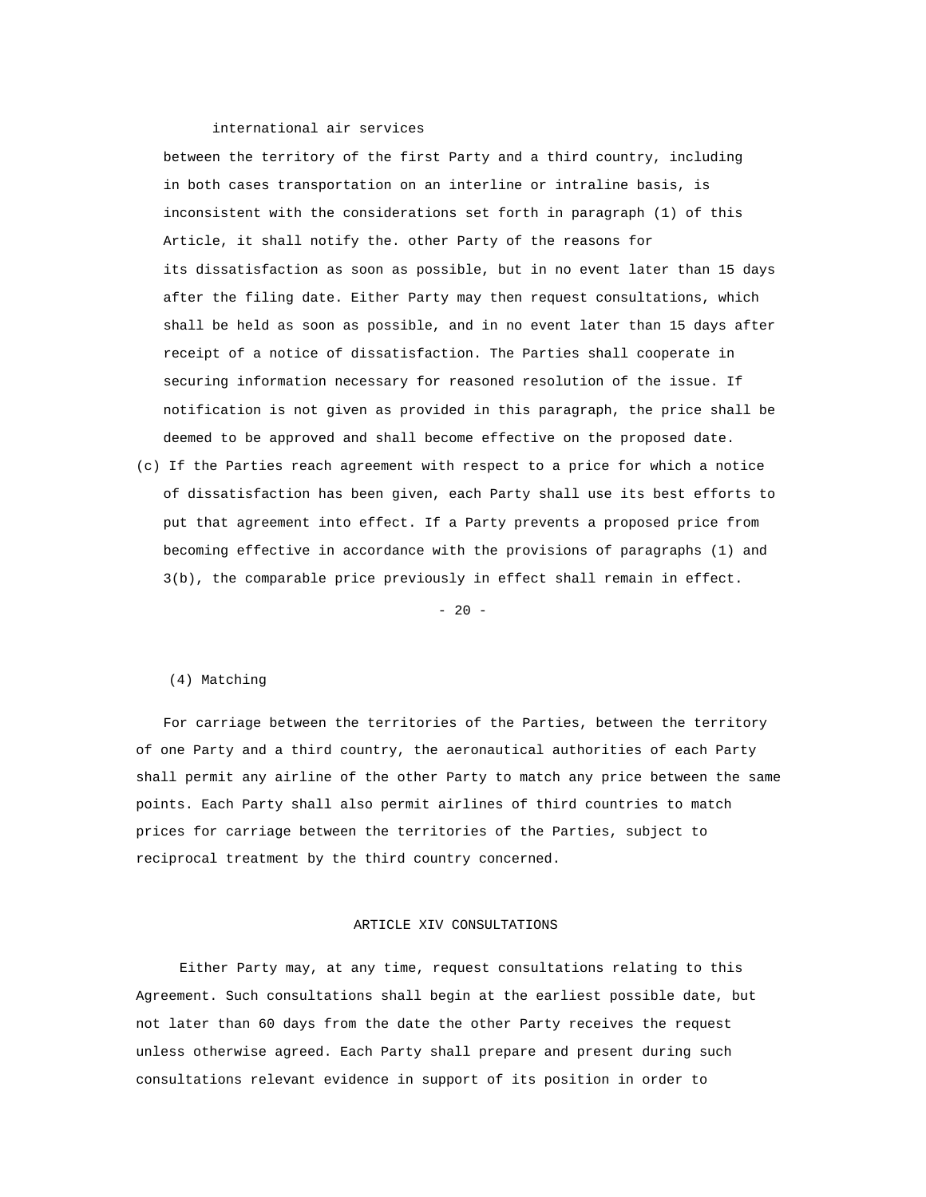international air services between the territory of the first Party and a third country, including in both cases transportation on an interline or intraline basis, is inconsistent with the considerations set forth in paragraph (1) of this Article, it shall notify the. other Party of the reasons for its dissatisfaction as soon as possible, but in no event later than 15 days after the filing date. Either Party may then request consultations, which shall be held as soon as possible, and in no event later than 15 days after receipt of a notice of dissatisfaction. The Parties shall cooperate in securing information necessary for reasoned resolution of the issue. If notification is not given as provided in this paragraph, the price shall be deemed to be approved and shall become effective on the proposed date.

(c) If the Parties reach agreement with respect to a price for which a notice of dissatisfaction has been given, each Party shall use its best efforts to put that agreement into effect. If a Party prevents a proposed price from becoming effective in accordance with the provisions of paragraphs (1) and 3(b), the comparable price previously in effect shall remain in effect.

(4) Matching

For carriage between the territories of the Parties, between the territory of one Party and a third country, the aeronautical authorities of each Party shall permit any airline of the other Party to match any price between the same points. Each Party shall also permit airlines of third countries to match prices for carriage between the territories of the Parties, subject to reciprocal treatment by the third country concerned.

## ARTICLE XIV CONSULTATIONS

Either Party may, at any time, request consultations relating to this Agreement. Such consultations shall begin at the earliest possible date, but not later than 60 days from the date the other Party receives the request unless otherwise agreed. Each Party shall prepare and present during such consultations relevant evidence in support of its position in order to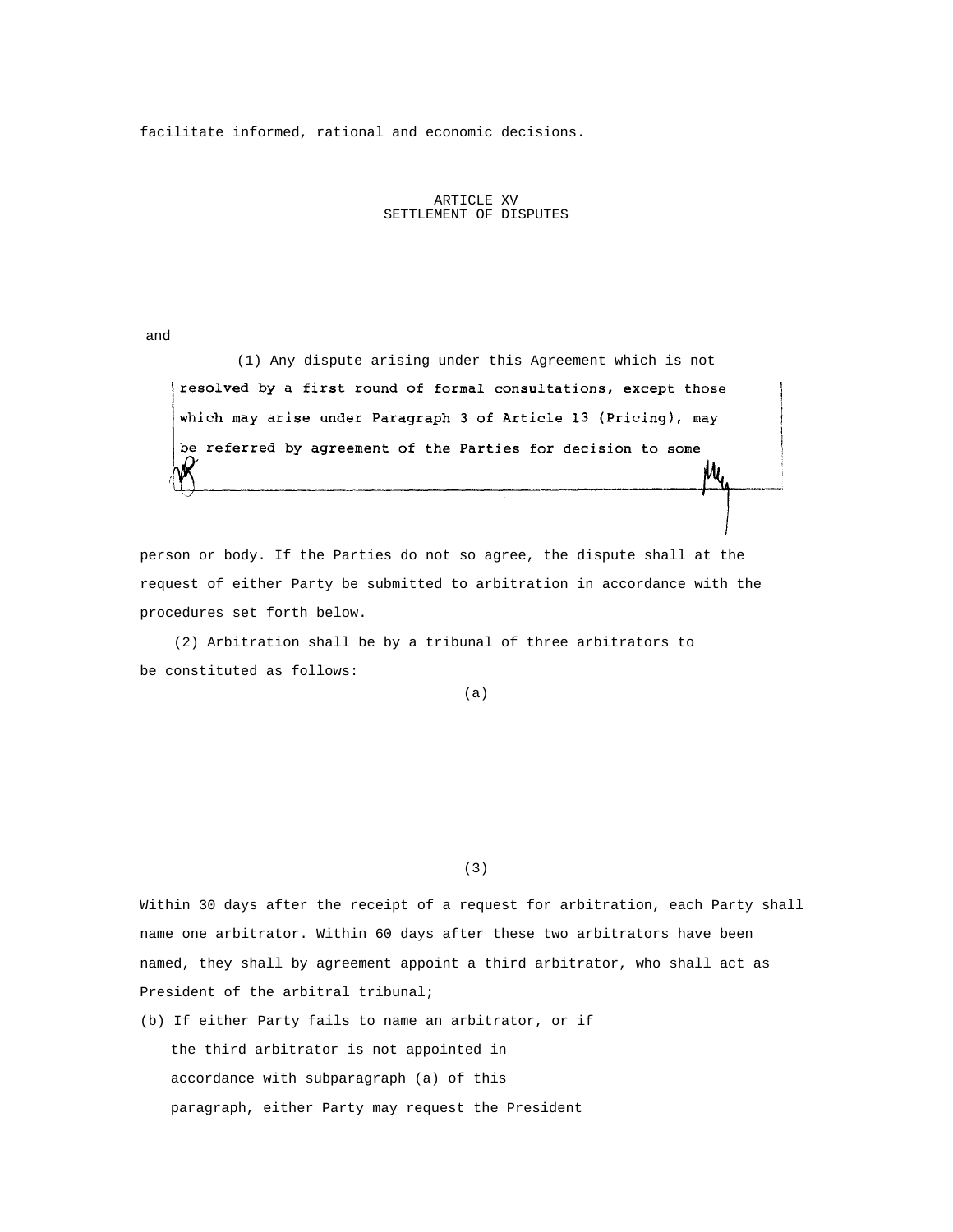facilitate informed, rational and economic decisions.

## ARTICLE XV
## SETTLEMENT OF DISPUTES

and

(1) Any dispute arising under this Agreement which is not resolved by a first round of formal consultations, except those which may arise under Paragraph 3 of Article 13 (Pricing), may be referred by agreement of the Parties for decision to some person or body. If the Parties do not so agree, the dispute shall at the request of either Party be submitted to arbitration in accordance with the procedures set forth below.

(2) Arbitration shall be by a tribunal of three arbitrators to be constituted as follows:

(a)

(3)

Within 30 days after the receipt of a request for arbitration, each Party shall name one arbitrator. Within 60 days after these two arbitrators have been named, they shall by agreement appoint a third arbitrator, who shall act as President of the arbitral tribunal;

(b) If either Party fails to name an arbitrator, or if the third arbitrator is not appointed in accordance with subparagraph (a) of this paragraph, either Party may request the President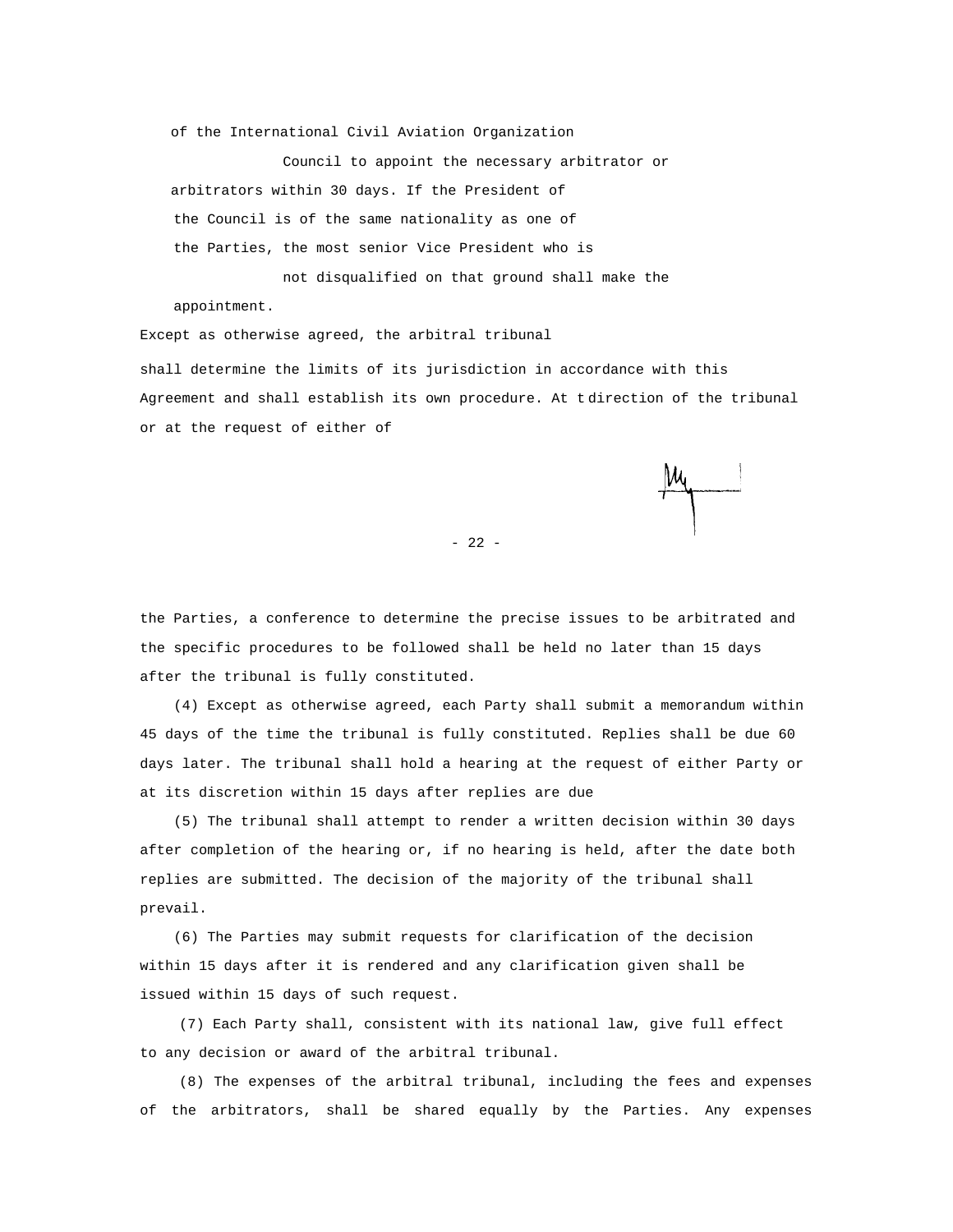of the International Civil Aviation Organization Council to appoint the necessary arbitrator or arbitrators within 30 days. If the President of the Council is of the same nationality as one of the Parties, the most senior Vice President who is not disqualified on that ground shall make the appointment.

Except as otherwise agreed, the arbitral tribunal shall determine the limits of its jurisdiction in accordance with this Agreement and shall establish its own procedure. At t direction of the tribunal or at the request of either of the Parties, a conference to determine the precise issues to be arbitrated and the specific procedures to be followed shall be held no later than 15 days after the tribunal is fully constituted.

(4) Except as otherwise agreed, each Party shall submit a memorandum within 45 days of the time the tribunal is fully constituted. Replies shall be due 60 days later. The tribunal shall hold a hearing at the request of either Party or at its discretion within 15 days after replies are due

(5) The tribunal shall attempt to render a written decision within 30 days after completion of the hearing or, if no hearing is held, after the date both replies are submitted. The decision of the majority of the tribunal shall prevail.

(6) The Parties may submit requests for clarification of the decision within 15 days after it is rendered and any clarification given shall be issued within 15 days of such request.

(7) Each Party shall, consistent with its national law, give full effect to any decision or award of the arbitral tribunal.

(8) The expenses of the arbitral tribunal, including the fees and expenses of the arbitrators, shall be shared equally by the Parties. Any expenses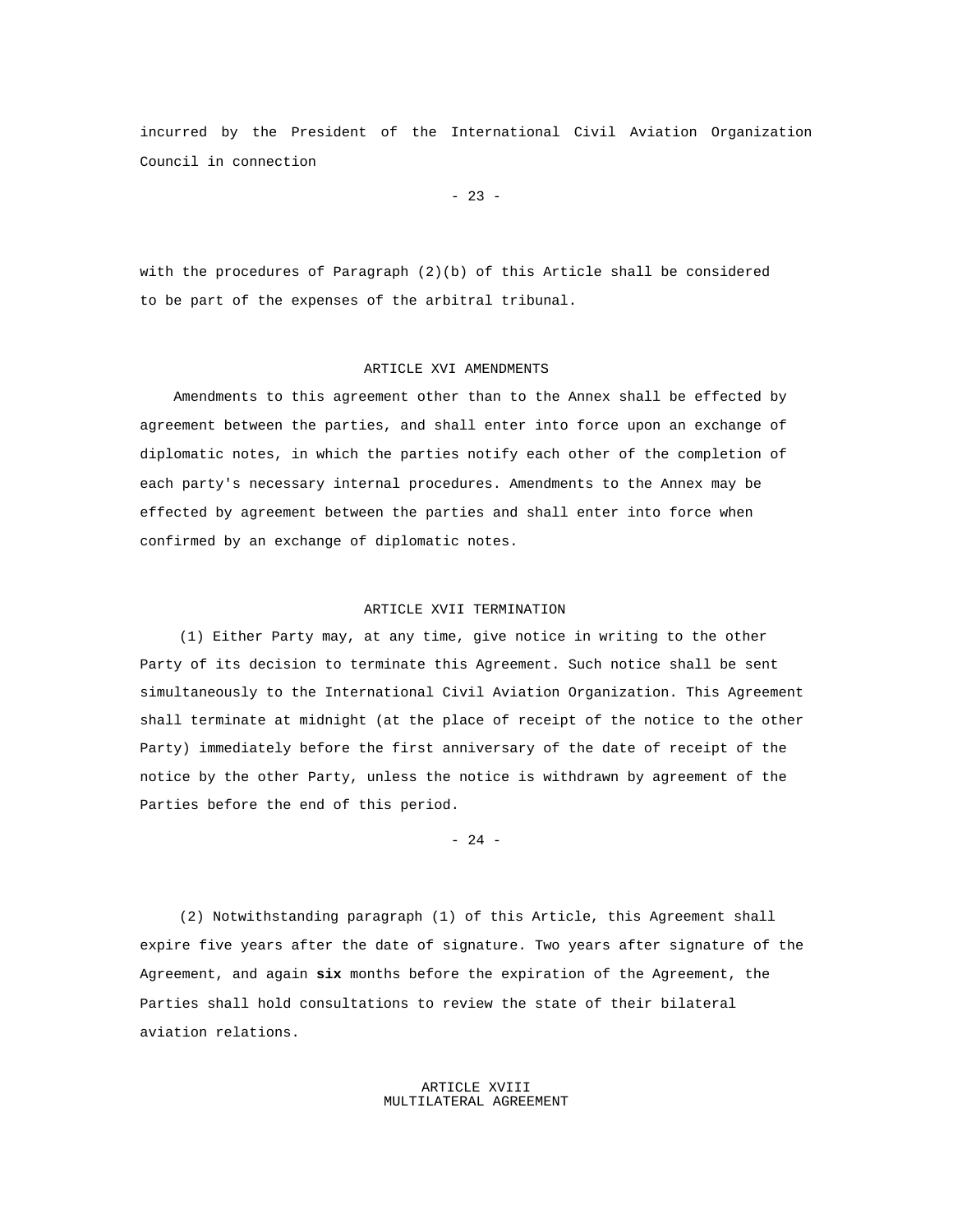incurred by the President of the International Civil Aviation Organization Council in connection with the procedures of Paragraph (2)(b) of this Article shall be considered to be part of the expenses of the arbitral tribunal.

## ARTICLE XVI AMENDMENTS

Amendments to this agreement other than to the Annex shall be effected by agreement between the parties, and shall enter into force upon an exchange of diplomatic notes, in which the parties notify each other of the completion of each party's necessary internal procedures. Amendments to the Annex may be effected by agreement between the parties and shall enter into force when confirmed by an exchange of diplomatic notes.

## ARTICLE XVII TERMINATION

(1) Either Party may, at any time, give notice in writing to the other Party of its decision to terminate this Agreement. Such notice shall be sent simultaneously to the International Civil Aviation Organization. This Agreement shall terminate at midnight (at the place of receipt of the notice to the other Party) immediately before the first anniversary of the date of receipt of the notice by the other Party, unless the notice is withdrawn by agreement of the Parties before the end of this period.

(2) Notwithstanding paragraph (1) of this Article, this Agreement shall expire five years after the date of signature. Two years after signature of the Agreement, and again **six** months before the expiration of the Agreement, the Parties shall hold consultations to review the state of their bilateral aviation relations.

## ARTICLE XVIII MULTILATERAL AGREEMENT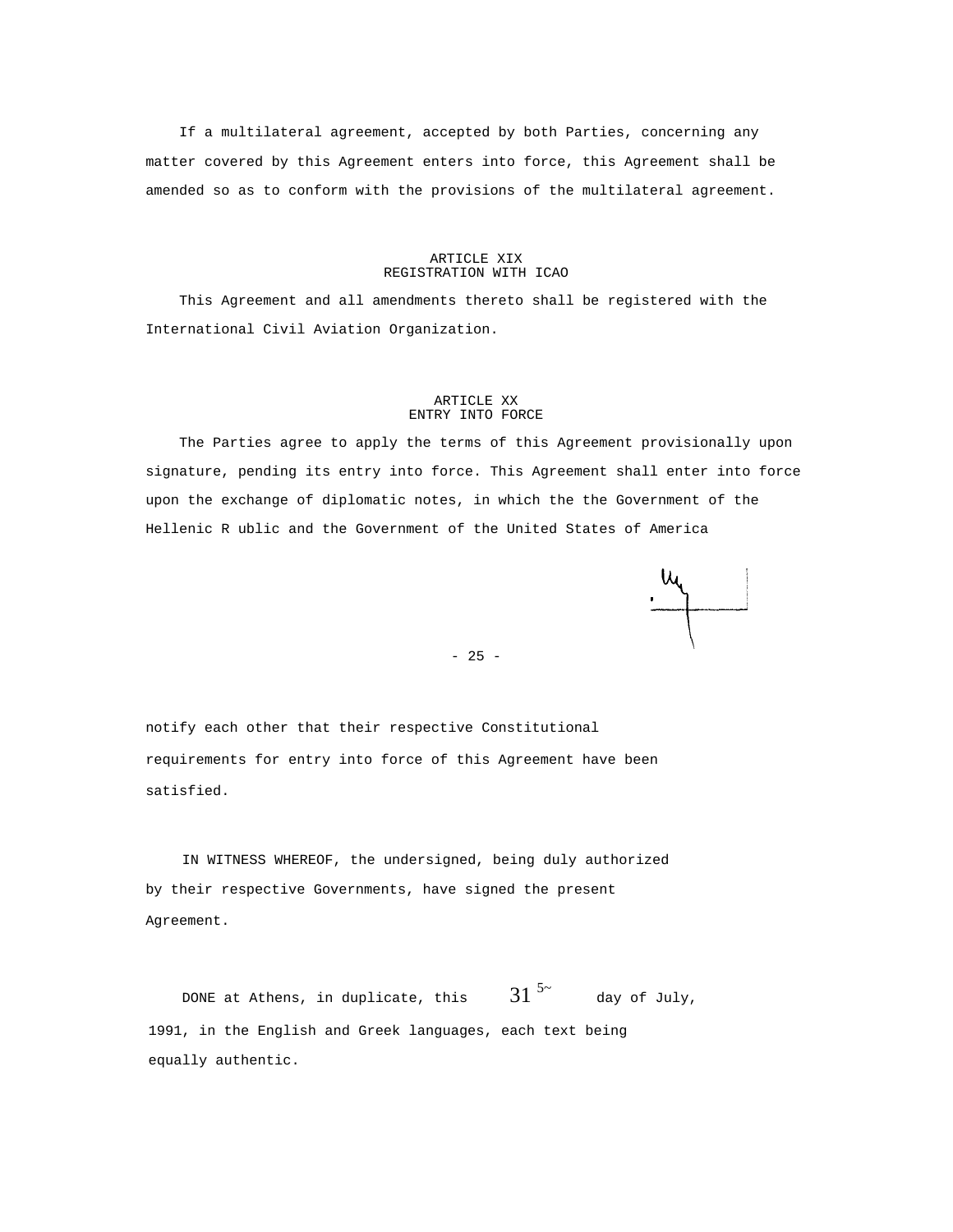If a multilateral agreement, accepted by both Parties, concerning any matter covered by this Agreement enters into force, this Agreement shall be amended so as to conform with the provisions of the multilateral agreement.

### ARTICLE XIX
### REGISTRATION WITH ICAO

This Agreement and all amendments thereto shall be registered with the International Civil Aviation Organization.

### ARTICLE XX
### ENTRY INTO FORCE

The Parties agree to apply the terms of this Agreement provisionally upon signature, pending its entry into force. This Agreement shall enter into force upon the exchange of diplomatic notes, in which the the Government of the Hellenic R ublic and the Government of the United States of America notify each other that their respective Constitutional requirements for entry into force of this Agreement have been satisfied.

IN WITNESS WHEREOF, the undersigned, being duly authorized by their respective Governments, have signed the present Agreement.

DONE at Athens, in duplicate, this 31 5~ day of July, 1991, in the English and Greek languages, each text being equally authentic.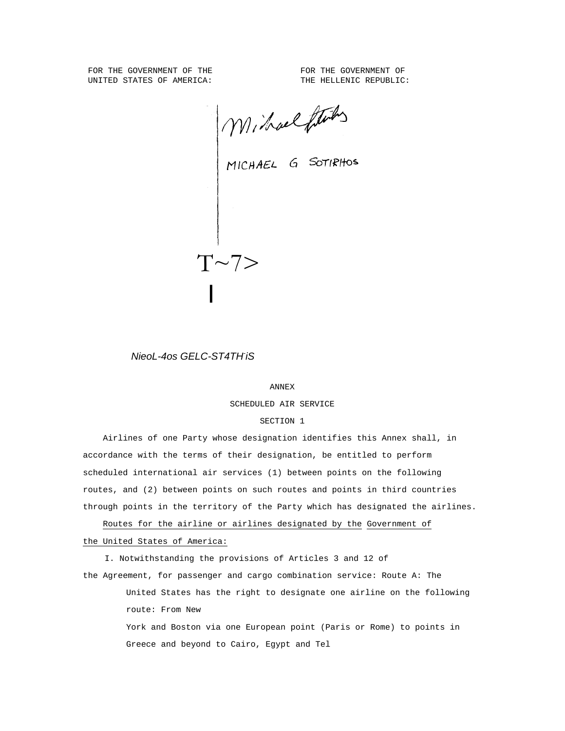FOR THE GOVERNMENT OF THE UNITED STATES OF AMERICA:

FOR THE GOVERNMENT OF THE HELLENIC REPUBLIC:

Michael Sotirhos

MICHAEL G SOTIRHOS

T~7>

I

*NieoL-4os GELC-ST4TḦiS*

ANNEX

SCHEDULED AIR SERVICE

SECTION 1

Airlines of one Party whose designation identifies this Annex shall, in accordance with the terms of their designation, be entitled to perform scheduled international air services (1) between points on the following routes, and (2) between points on such routes and points in third countries through points in the territory of the Party which has designated the airlines.

Routes for the airline or airlines designated by the Government of the United States of America:

I. Notwithstanding the provisions of Articles 3 and 12 of the Agreement, for passenger and cargo combination service: Route A: The United States has the right to designate one airline on the following route: From New York and Boston via one European point (Paris or Rome) to points in Greece and beyond to Cairo, Egypt and Tel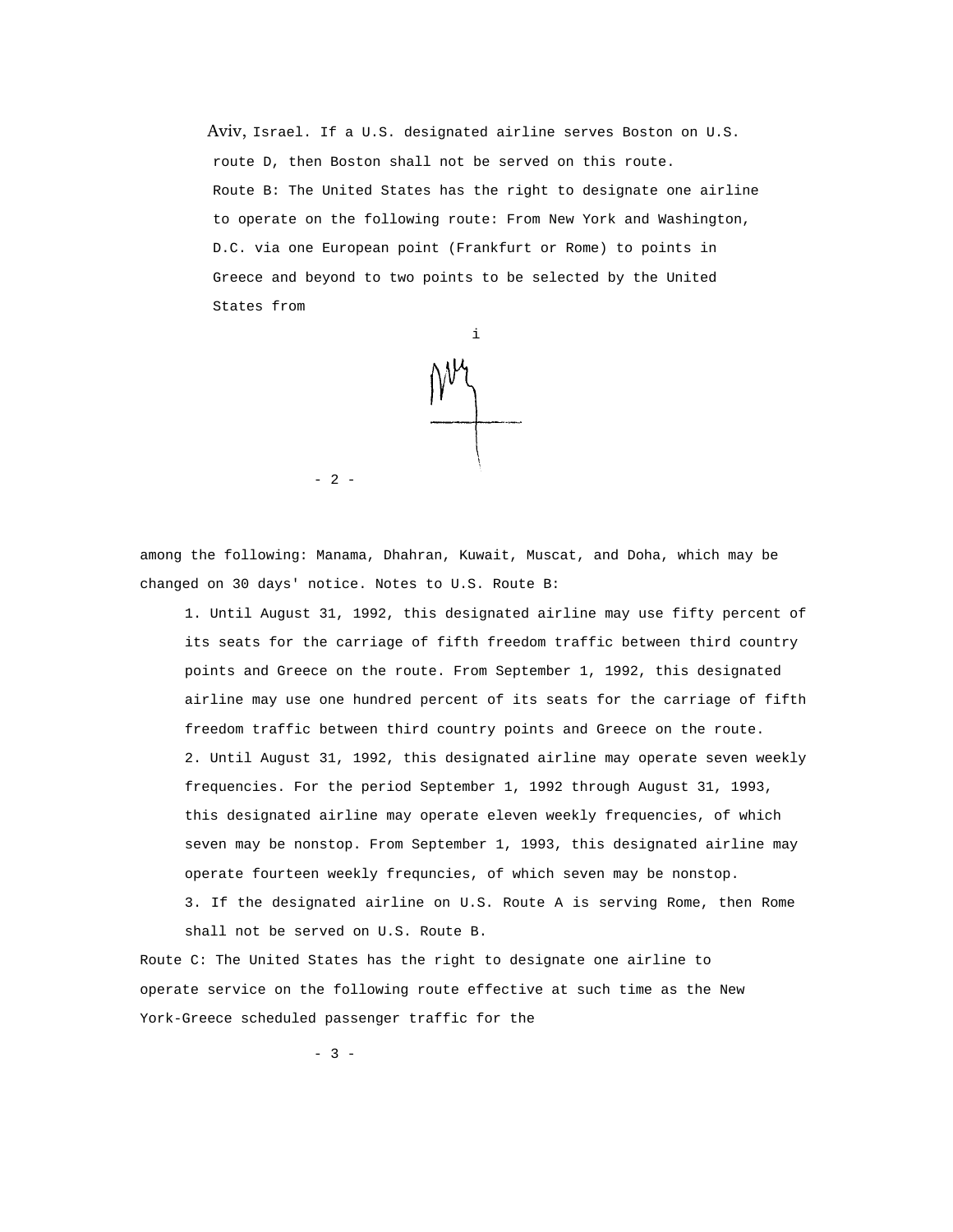Aviv, Israel. If a U.S. designated airline serves Boston on U.S. route D, then Boston shall not be served on this route.

Route B: The United States has the right to designate one airline to operate on the following route: From New York and Washington, D.C. via one European point (Frankfurt or Rome) to points in Greece and beyond to two points to be selected by the United States from

among the following: Manama, Dhahran, Kuwait, Muscat, and Doha, which may be changed on 30 days' notice. Notes to U.S. Route B:

1. Until August 31, 1992, this designated airline may use fifty percent of its seats for the carriage of fifth freedom traffic between third country points and Greece on the route. From September 1, 1992, this designated airline may use one hundred percent of its seats for the carriage of fifth freedom traffic between third country points and Greece on the route.
2. Until August 31, 1992, this designated airline may operate seven weekly frequencies. For the period September 1, 1992 through August 31, 1993, this designated airline may operate eleven weekly frequencies, of which seven may be nonstop. From September 1, 1993, this designated airline may operate fourteen weekly frequncies, of which seven may be nonstop.
3. If the designated airline on U.S. Route A is serving Rome, then Rome shall not be served on U.S. Route B.

Route C: The United States has the right to designate one airline to operate service on the following route effective at such time as the New York-Greece scheduled passenger traffic for the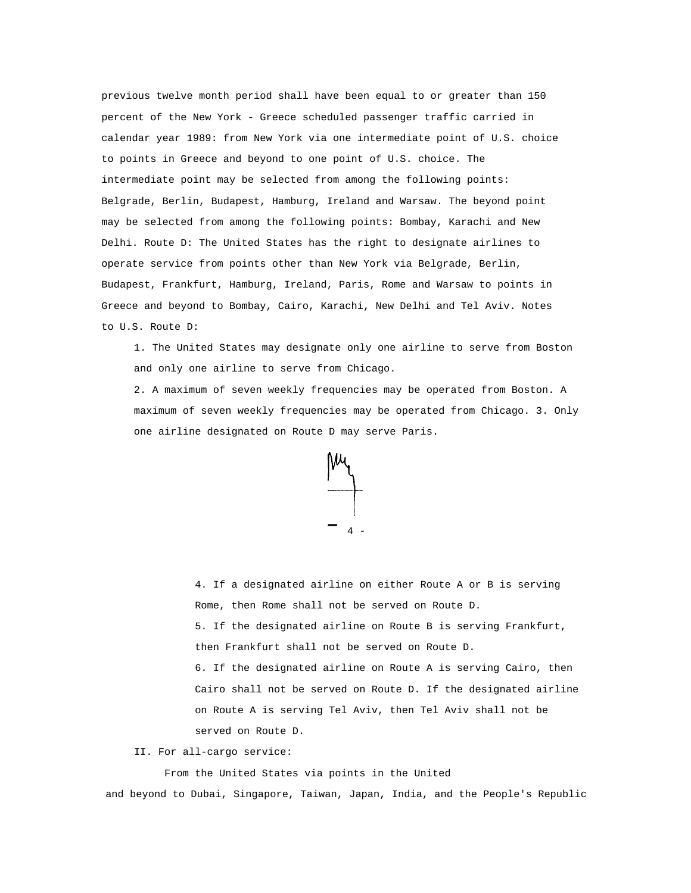previous twelve month period shall have been equal to or greater than 150 percent of the New York - Greece scheduled passenger traffic carried in calendar year 1989: from New York via one intermediate point of U.S. choice to points in Greece and beyond to one point of U.S. choice. The intermediate point may be selected from among the following points: Belgrade, Berlin, Budapest, Hamburg, Ireland and Warsaw. The beyond point may be selected from among the following points: Bombay, Karachi and New Delhi. Route D: The United States has the right to designate airlines to operate service from points other than New York via Belgrade, Berlin, Budapest, Frankfurt, Hamburg, Ireland, Paris, Rome and Warsaw to points in Greece and beyond to Bombay, Cairo, Karachi, New Delhi and Tel Aviv. Notes to U.S. Route D:

1. The United States may designate only one airline to serve from Boston and only one airline to serve from Chicago.
2. A maximum of seven weekly frequencies may be operated from Boston. A maximum of seven weekly frequencies may be operated from Chicago.
3. Only one airline designated on Route D may serve Paris.
4. If a designated airline on either Route A or B is serving Rome, then Rome shall not be served on Route D.
5. If the designated airline on Route B is serving Frankfurt, then Frankfurt shall not be served on Route D.
6. If the designated airline on Route A is serving Cairo, then Cairo shall not be served on Route D. If the designated airline on Route A is serving Tel Aviv, then Tel Aviv shall not be served on Route D.

II. For all-cargo service:

From the United States via points in the United and beyond to Dubai, Singapore, Taiwan, Japan, India, and the People's Republic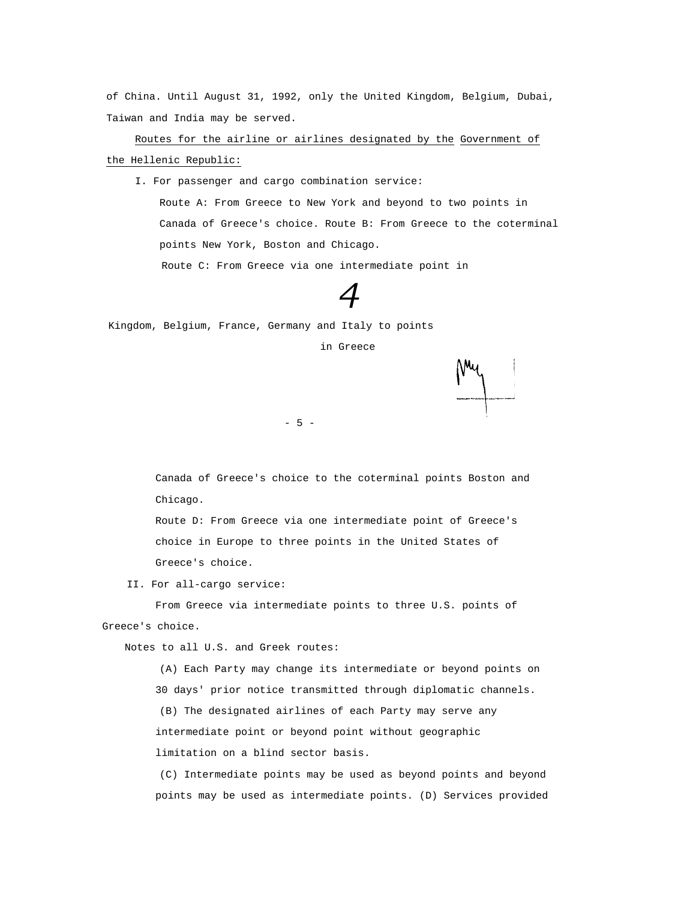of China. Until August 31, 1992, only the United Kingdom, Belgium, Dubai, Taiwan and India may be served.

Routes for the airline or airlines designated by the Government of the Hellenic Republic:

I. For passenger and cargo combination service:

Route A: From Greece to New York and beyond to two points in Canada of Greece's choice. Route B: From Greece to the coterminal points New York, Boston and Chicago.

Route C: From Greece via one intermediate point in

4

Kingdom, Belgium, France, Germany and Italy to points in Greece

Canada of Greece's choice to the coterminal points Boston and Chicago.

Route D: From Greece via one intermediate point of Greece's choice in Europe to three points in the United States of Greece's choice.

II. For all-cargo service:

From Greece via intermediate points to three U.S. points of Greece's choice.

Notes to all U.S. and Greek routes:

(A) Each Party may change its intermediate or beyond points on 30 days' prior notice transmitted through diplomatic channels.

(B) The designated airlines of each Party may serve any intermediate point or beyond point without geographic limitation on a blind sector basis.

(C) Intermediate points may be used as beyond points and beyond points may be used as intermediate points. (D) Services provided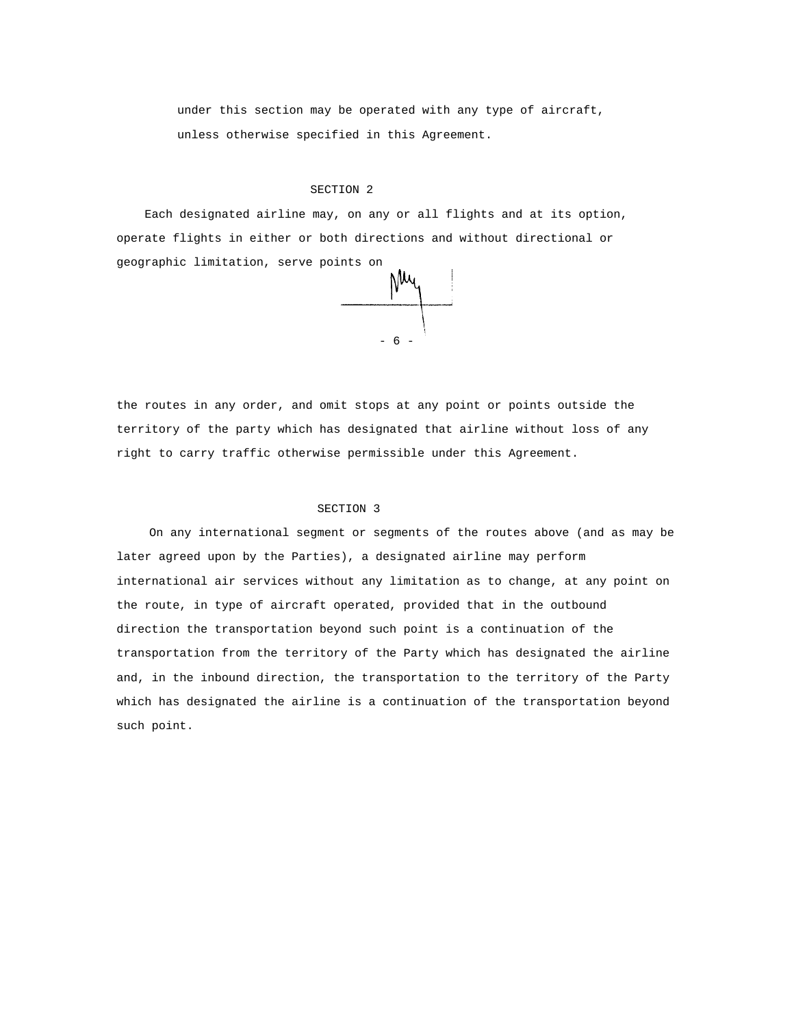under this section may be operated with any type of aircraft, unless otherwise specified in this Agreement.

SECTION 2

Each designated airline may, on any or all flights and at its option, operate flights in either or both directions and without directional or geographic limitation, serve points on the routes in any order, and omit stops at any point or points outside the territory of the party which has designated that airline without loss of any right to carry traffic otherwise permissible under this Agreement.

SECTION 3

On any international segment or segments of the routes above (and as may be later agreed upon by the Parties), a designated airline may perform international air services without any limitation as to change, at any point on the route, in type of aircraft operated, provided that in the outbound direction the transportation beyond such point is a continuation of the transportation from the territory of the Party which has designated the airline and, in the inbound direction, the transportation to the territory of the Party which has designated the airline is a continuation of the transportation beyond such point.